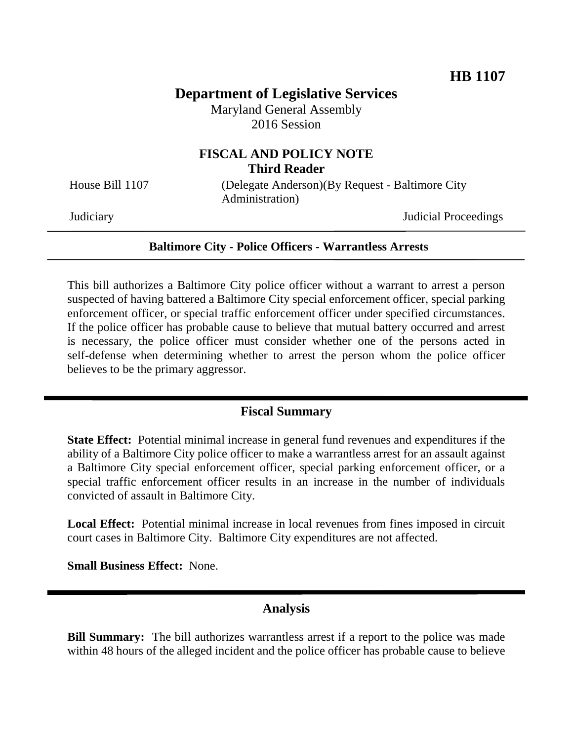**HB 1107**

# Department of Legislative Services

Maryland General Assembly
2016 Session

## FISCAL AND POLICY NOTE
**Third Reader**

House Bill 1107 (Delegate Anderson)(By Request - Baltimore City Administration)

Judiciary Judicial Proceedings

---

**Baltimore City - Police Officers - Warrantless Arrests**

---

This bill authorizes a Baltimore City police officer without a warrant to arrest a person suspected of having battered a Baltimore City special enforcement officer, special parking enforcement officer, or special traffic enforcement officer under specified circumstances. If the police officer has probable cause to believe that mutual battery occurred and arrest is necessary, the police officer must consider whether one of the persons acted in self-defense when determining whether to arrest the person whom the police officer believes to be the primary aggressor.

## Fiscal Summary

**State Effect:** Potential minimal increase in general fund revenues and expenditures if the ability of a Baltimore City police officer to make a warrantless arrest for an assault against a Baltimore City special enforcement officer, special parking enforcement officer, or a special traffic enforcement officer results in an increase in the number of individuals convicted of assault in Baltimore City.

**Local Effect:** Potential minimal increase in local revenues from fines imposed in circuit court cases in Baltimore City. Baltimore City expenditures are not affected.

**Small Business Effect:** None.

## Analysis

**Bill Summary:** The bill authorizes warrantless arrest if a report to the police was made within 48 hours of the alleged incident and the police officer has probable cause to believe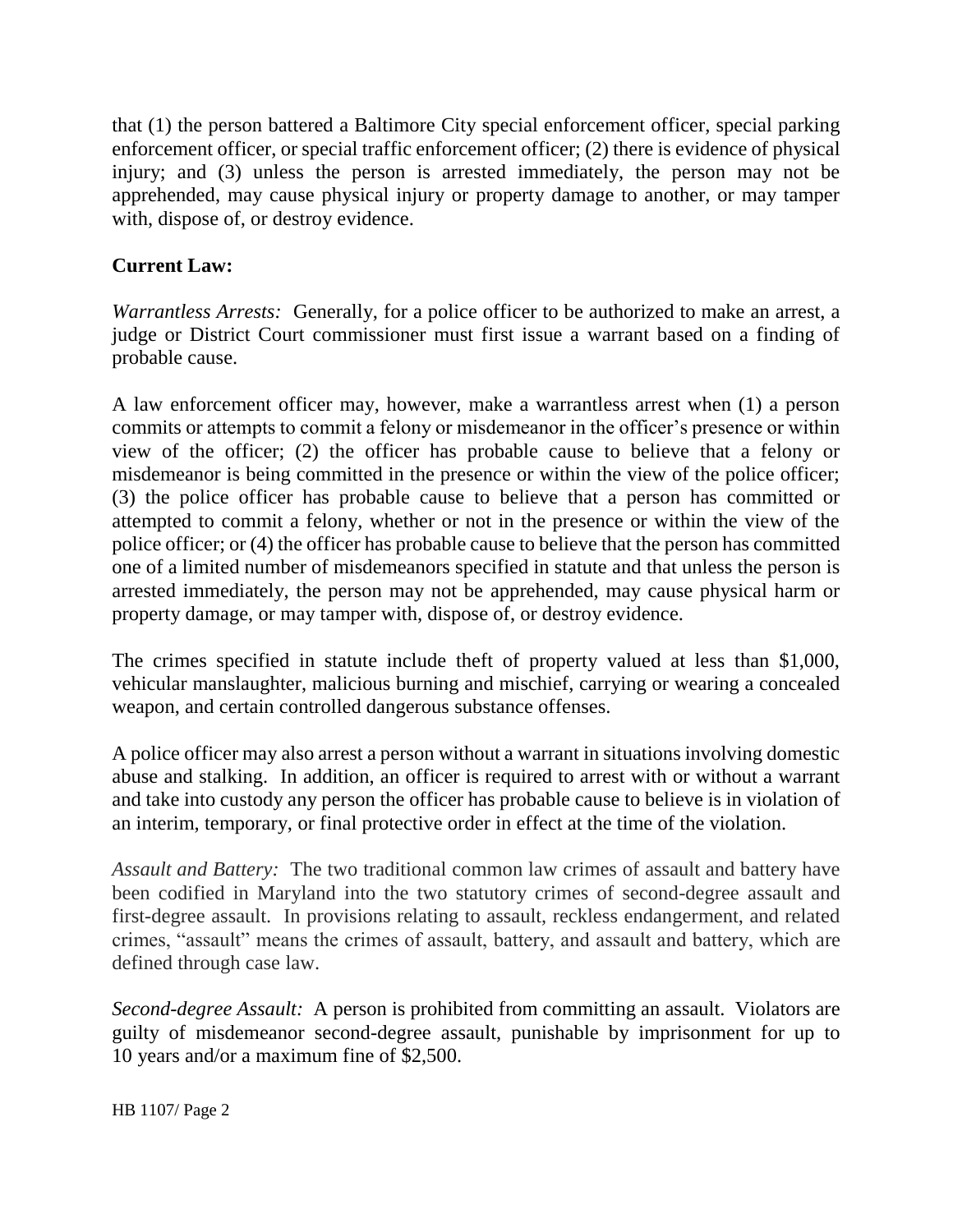that (1) the person battered a Baltimore City special enforcement officer, special parking enforcement officer, or special traffic enforcement officer; (2) there is evidence of physical injury; and (3) unless the person is arrested immediately, the person may not be apprehended, may cause physical injury or property damage to another, or may tamper with, dispose of, or destroy evidence.

**Current Law:**

*Warrantless Arrests:* Generally, for a police officer to be authorized to make an arrest, a judge or District Court commissioner must first issue a warrant based on a finding of probable cause.

A law enforcement officer may, however, make a warrantless arrest when (1) a person commits or attempts to commit a felony or misdemeanor in the officer's presence or within view of the officer; (2) the officer has probable cause to believe that a felony or misdemeanor is being committed in the presence or within the view of the police officer; (3) the police officer has probable cause to believe that a person has committed or attempted to commit a felony, whether or not in the presence or within the view of the police officer; or (4) the officer has probable cause to believe that the person has committed one of a limited number of misdemeanors specified in statute and that unless the person is arrested immediately, the person may not be apprehended, may cause physical harm or property damage, or may tamper with, dispose of, or destroy evidence.

The crimes specified in statute include theft of property valued at less than $1,000, vehicular manslaughter, malicious burning and mischief, carrying or wearing a concealed weapon, and certain controlled dangerous substance offenses.

A police officer may also arrest a person without a warrant in situations involving domestic abuse and stalking. In addition, an officer is required to arrest with or without a warrant and take into custody any person the officer has probable cause to believe is in violation of an interim, temporary, or final protective order in effect at the time of the violation.

*Assault and Battery:* The two traditional common law crimes of assault and battery have been codified in Maryland into the two statutory crimes of second-degree assault and first-degree assault. In provisions relating to assault, reckless endangerment, and related crimes, "assault" means the crimes of assault, battery, and assault and battery, which are defined through case law.

*Second-degree Assault:* A person is prohibited from committing an assault. Violators are guilty of misdemeanor second-degree assault, punishable by imprisonment for up to 10 years and/or a maximum fine of $2,500.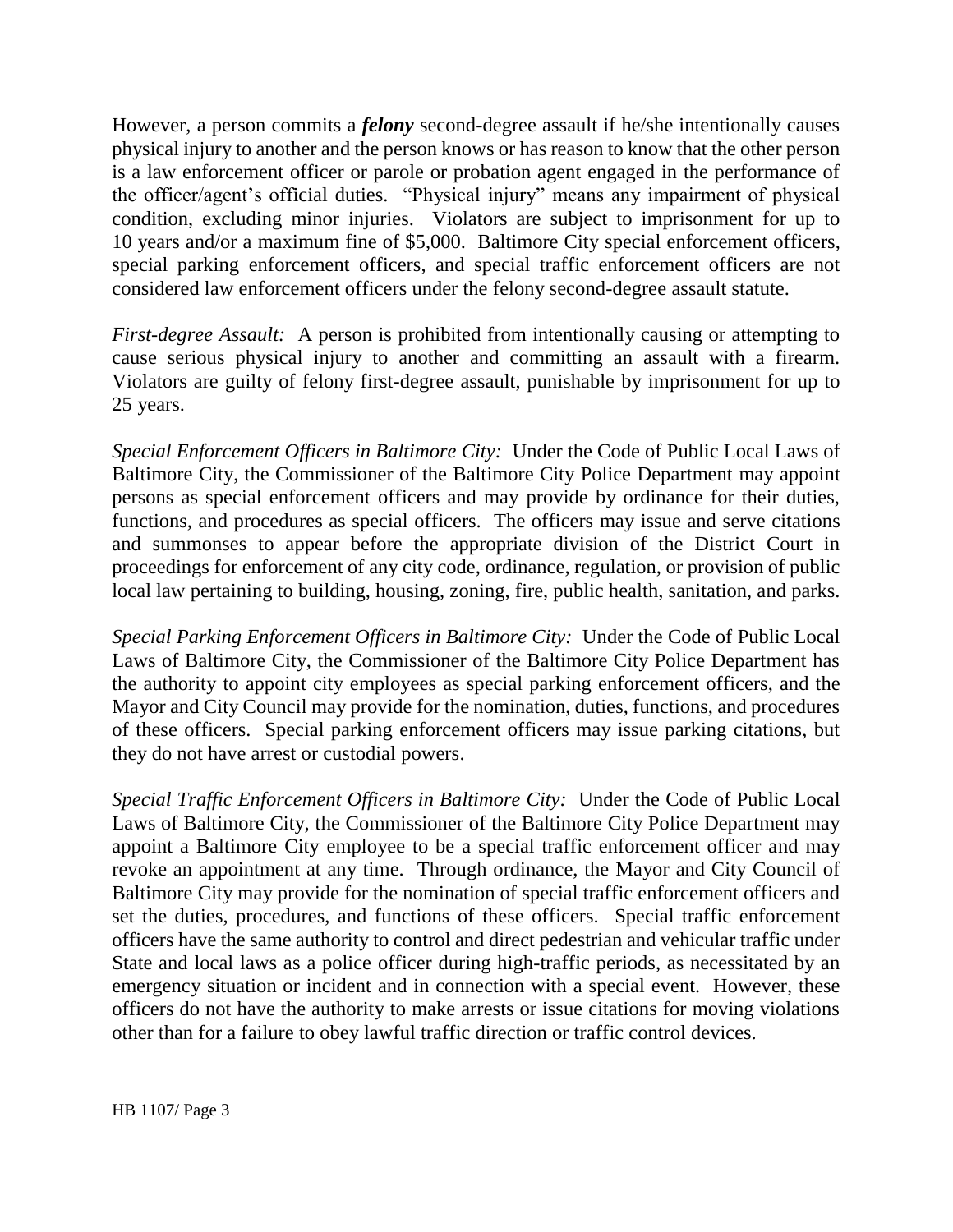However, a person commits a ***felony*** second-degree assault if he/she intentionally causes physical injury to another and the person knows or has reason to know that the other person is a law enforcement officer or parole or probation agent engaged in the performance of the officer/agent's official duties. "Physical injury" means any impairment of physical condition, excluding minor injuries. Violators are subject to imprisonment for up to 10 years and/or a maximum fine of $5,000. Baltimore City special enforcement officers, special parking enforcement officers, and special traffic enforcement officers are not considered law enforcement officers under the felony second-degree assault statute.

*First-degree Assault:* A person is prohibited from intentionally causing or attempting to cause serious physical injury to another and committing an assault with a firearm. Violators are guilty of felony first-degree assault, punishable by imprisonment for up to 25 years.

*Special Enforcement Officers in Baltimore City:* Under the Code of Public Local Laws of Baltimore City, the Commissioner of the Baltimore City Police Department may appoint persons as special enforcement officers and may provide by ordinance for their duties, functions, and procedures as special officers. The officers may issue and serve citations and summonses to appear before the appropriate division of the District Court in proceedings for enforcement of any city code, ordinance, regulation, or provision of public local law pertaining to building, housing, zoning, fire, public health, sanitation, and parks.

*Special Parking Enforcement Officers in Baltimore City:* Under the Code of Public Local Laws of Baltimore City, the Commissioner of the Baltimore City Police Department has the authority to appoint city employees as special parking enforcement officers, and the Mayor and City Council may provide for the nomination, duties, functions, and procedures of these officers. Special parking enforcement officers may issue parking citations, but they do not have arrest or custodial powers.

*Special Traffic Enforcement Officers in Baltimore City:* Under the Code of Public Local Laws of Baltimore City, the Commissioner of the Baltimore City Police Department may appoint a Baltimore City employee to be a special traffic enforcement officer and may revoke an appointment at any time. Through ordinance, the Mayor and City Council of Baltimore City may provide for the nomination of special traffic enforcement officers and set the duties, procedures, and functions of these officers. Special traffic enforcement officers have the same authority to control and direct pedestrian and vehicular traffic under State and local laws as a police officer during high-traffic periods, as necessitated by an emergency situation or incident and in connection with a special event. However, these officers do not have the authority to make arrests or issue citations for moving violations other than for a failure to obey lawful traffic direction or traffic control devices.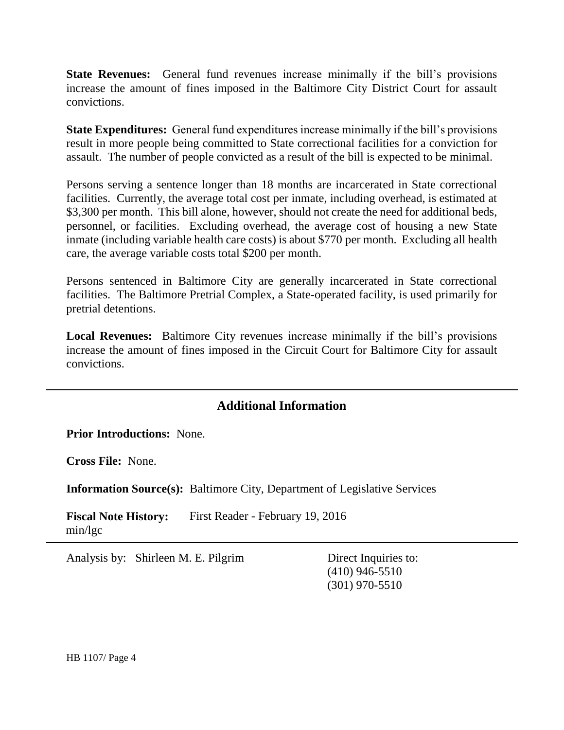**State Revenues:** General fund revenues increase minimally if the bill's provisions increase the amount of fines imposed in the Baltimore City District Court for assault convictions.

**State Expenditures:** General fund expenditures increase minimally if the bill's provisions result in more people being committed to State correctional facilities for a conviction for assault. The number of people convicted as a result of the bill is expected to be minimal.

Persons serving a sentence longer than 18 months are incarcerated in State correctional facilities. Currently, the average total cost per inmate, including overhead, is estimated at $3,300 per month. This bill alone, however, should not create the need for additional beds, personnel, or facilities. Excluding overhead, the average cost of housing a new State inmate (including variable health care costs) is about $770 per month. Excluding all health care, the average variable costs total $200 per month.

Persons sentenced in Baltimore City are generally incarcerated in State correctional facilities. The Baltimore Pretrial Complex, a State-operated facility, is used primarily for pretrial detentions.

**Local Revenues:** Baltimore City revenues increase minimally if the bill's provisions increase the amount of fines imposed in the Circuit Court for Baltimore City for assault convictions.

## Additional Information

**Prior Introductions:** None.

**Cross File:** None.

**Information Source(s):** Baltimore City, Department of Legislative Services

**Fiscal Note History:** First Reader - February 19, 2016
min/lgc

Analysis by: Shirleen M. E. Pilgrim

Direct Inquiries to:
(410) 946-5510
(301) 970-5510